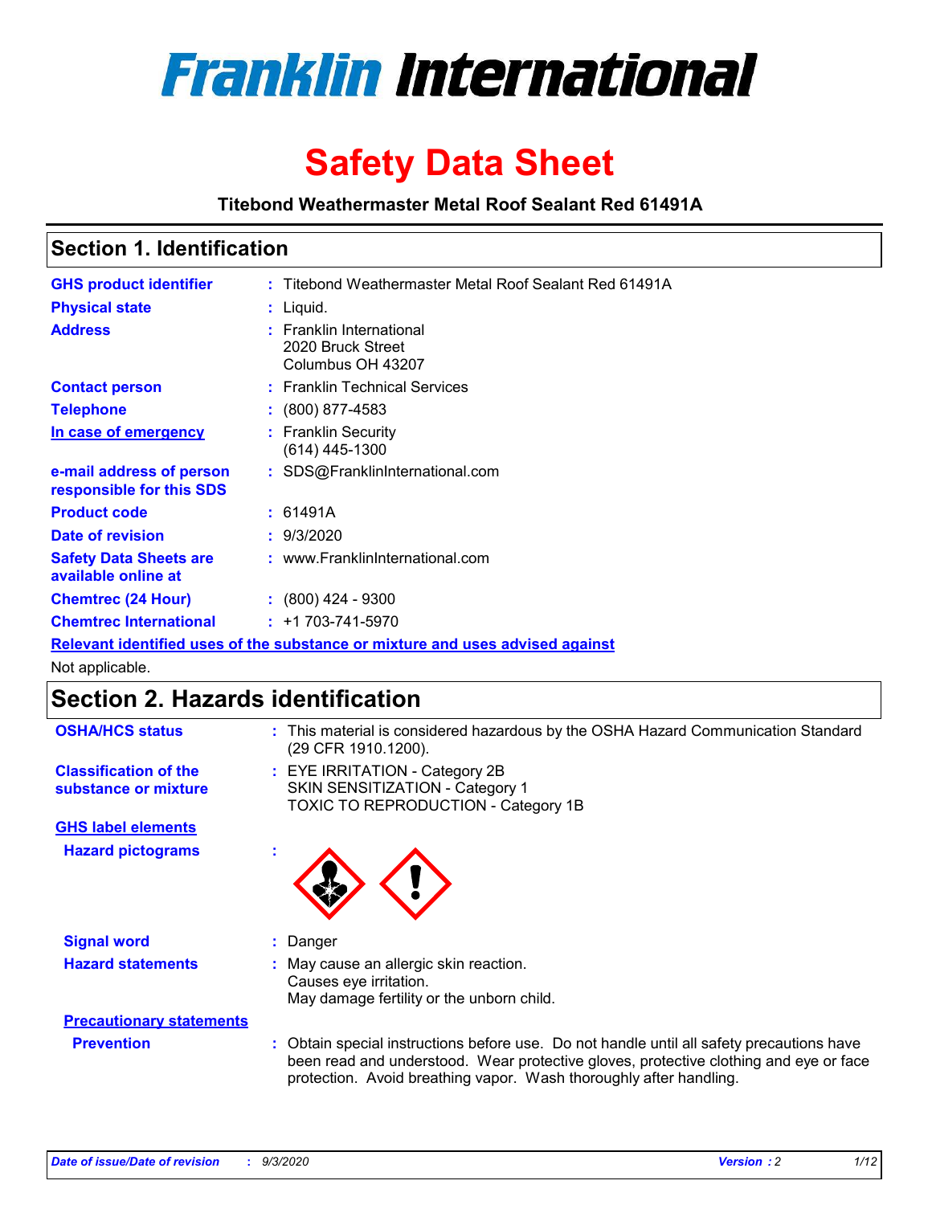# Franklin International

# Safety Data Sheet

**Titebond Weathermaster Metal Roof Sealant Red 61491A**

## Section 1. Identification

| | |
|---|---|
| **GHS product identifier** | : Titebond Weathermaster Metal Roof Sealant Red 61491A |
| **Physical state** | : Liquid. |
| **Address** | : Franklin International<br>2020 Bruck Street<br>Columbus OH 43207 |
| **Contact person** | : Franklin Technical Services |
| **Telephone** | : (800) 877-4583 |
| **In case of emergency** | : Franklin Security<br>(614) 445-1300 |
| **e-mail address of person responsible for this SDS** | : SDS@FranklinInternational.com |
| **Product code** | : 61491A |
| **Date of revision** | : 9/3/2020 |
| **Safety Data Sheets are available online at** | : www.FranklinInternational.com |
| **Chemtrec (24 Hour)** | : (800) 424 - 9300 |
| **Chemtrec International** | : +1 703-741-5970 |

**Relevant identified uses of the substance or mixture and uses advised against**

Not applicable.

## Section 2. Hazards identification

| | |
|---|---|
| **OSHA/HCS status** | : This material is considered hazardous by the OSHA Hazard Communication Standard (29 CFR 1910.1200). |
| **Classification of the substance or mixture** | : EYE IRRITATION - Category 2B<br>SKIN SENSITIZATION - Category 1<br>TOXIC TO REPRODUCTION - Category 1B |

**GHS label elements**

| | |
|---|---|
| **Hazard pictograms** | : |
| **Signal word** | : Danger |
| **Hazard statements** | : May cause an allergic skin reaction.<br>Causes eye irritation.<br>May damage fertility or the unborn child. |

**Precautionary statements**

| | |
|---|---|
| **Prevention** | : Obtain special instructions before use. Do not handle until all safety precautions have been read and understood. Wear protective gloves, protective clothing and eye or face protection. Avoid breathing vapor. Wash thoroughly after handling. |

*Date of issue/Date of revision* : *9/3/2020* *Version : 2*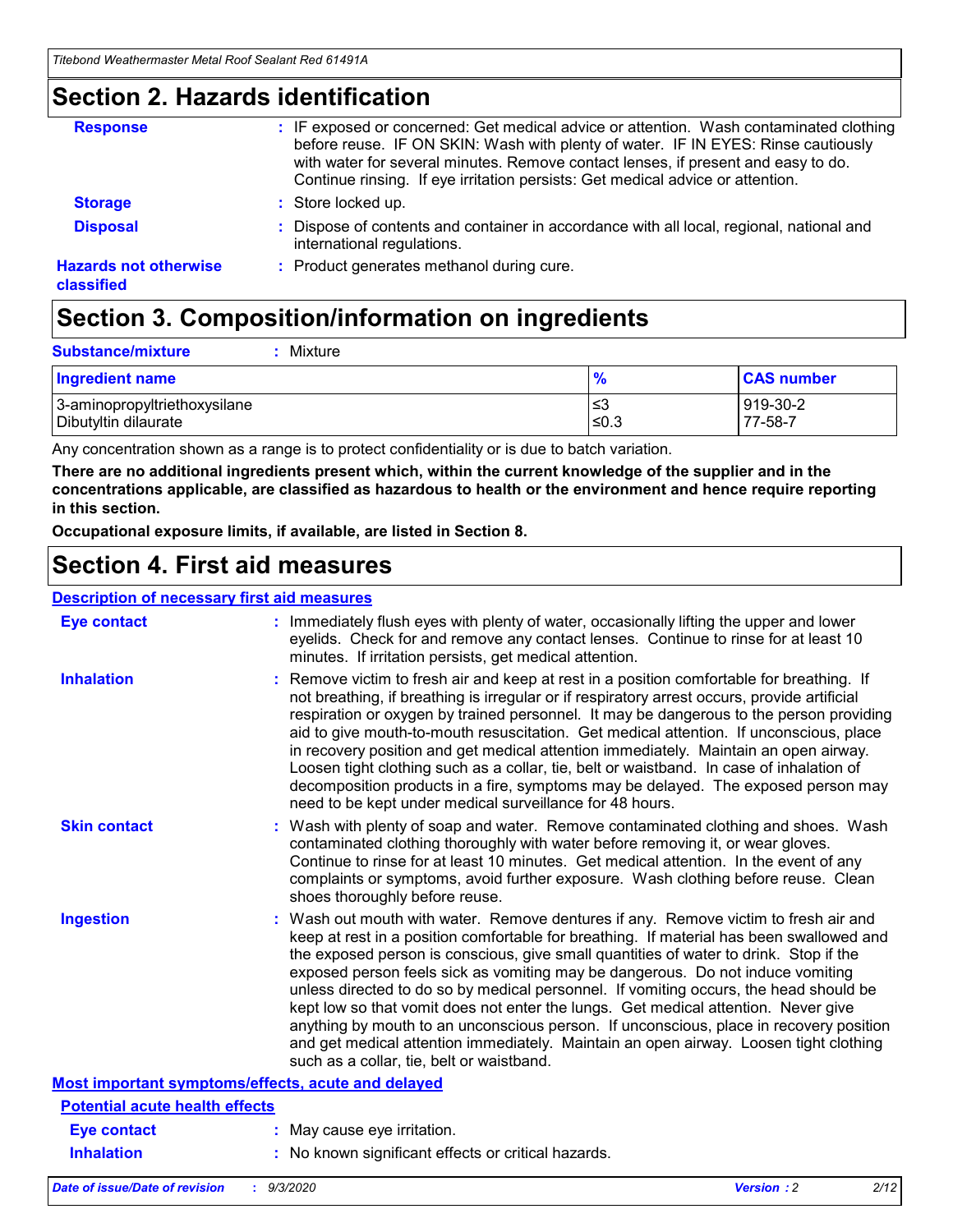## Section 2. Hazards identification

**Response** : IF exposed or concerned: Get medical advice or attention. Wash contaminated clothing before reuse. IF ON SKIN: Wash with plenty of water. IF IN EYES: Rinse cautiously with water for several minutes. Remove contact lenses, if present and easy to do. Continue rinsing. If eye irritation persists: Get medical advice or attention.

**Storage** : Store locked up.

**Disposal** : Dispose of contents and container in accordance with all local, regional, national and international regulations.

**Hazards not otherwise classified** : Product generates methanol during cure.

## Section 3. Composition/information on ingredients

**Substance/mixture** : Mixture

| Ingredient name | % | CAS number |
|---|---|---|
| 3-aminopropyltriethoxysilane | ≤3 | 919-30-2 |
| Dibutyltin dilaurate | ≤0.3 | 77-58-7 |

Any concentration shown as a range is to protect confidentiality or is due to batch variation.

**There are no additional ingredients present which, within the current knowledge of the supplier and in the concentrations applicable, are classified as hazardous to health or the environment and hence require reporting in this section.**

**Occupational exposure limits, if available, are listed in Section 8.**

## Section 4. First aid measures

### Description of necessary first aid measures

**Eye contact** : Immediately flush eyes with plenty of water, occasionally lifting the upper and lower eyelids. Check for and remove any contact lenses. Continue to rinse for at least 10 minutes. If irritation persists, get medical attention.

**Inhalation** : Remove victim to fresh air and keep at rest in a position comfortable for breathing. If not breathing, if breathing is irregular or if respiratory arrest occurs, provide artificial respiration or oxygen by trained personnel. It may be dangerous to the person providing aid to give mouth-to-mouth resuscitation. Get medical attention. If unconscious, place in recovery position and get medical attention immediately. Maintain an open airway. Loosen tight clothing such as a collar, tie, belt or waistband. In case of inhalation of decomposition products in a fire, symptoms may be delayed. The exposed person may need to be kept under medical surveillance for 48 hours.

**Skin contact** : Wash with plenty of soap and water. Remove contaminated clothing and shoes. Wash contaminated clothing thoroughly with water before removing it, or wear gloves. Continue to rinse for at least 10 minutes. Get medical attention. In the event of any complaints or symptoms, avoid further exposure. Wash clothing before reuse. Clean shoes thoroughly before reuse.

**Ingestion** : Wash out mouth with water. Remove dentures if any. Remove victim to fresh air and keep at rest in a position comfortable for breathing. If material has been swallowed and the exposed person is conscious, give small quantities of water to drink. Stop if the exposed person feels sick as vomiting may be dangerous. Do not induce vomiting unless directed to do so by medical personnel. If vomiting occurs, the head should be kept low so that vomit does not enter the lungs. Get medical attention. Never give anything by mouth to an unconscious person. If unconscious, place in recovery position and get medical attention immediately. Maintain an open airway. Loosen tight clothing such as a collar, tie, belt or waistband.

### Most important symptoms/effects, acute and delayed

#### Potential acute health effects

**Eye contact** : May cause eye irritation.

**Inhalation** : No known significant effects or critical hazards.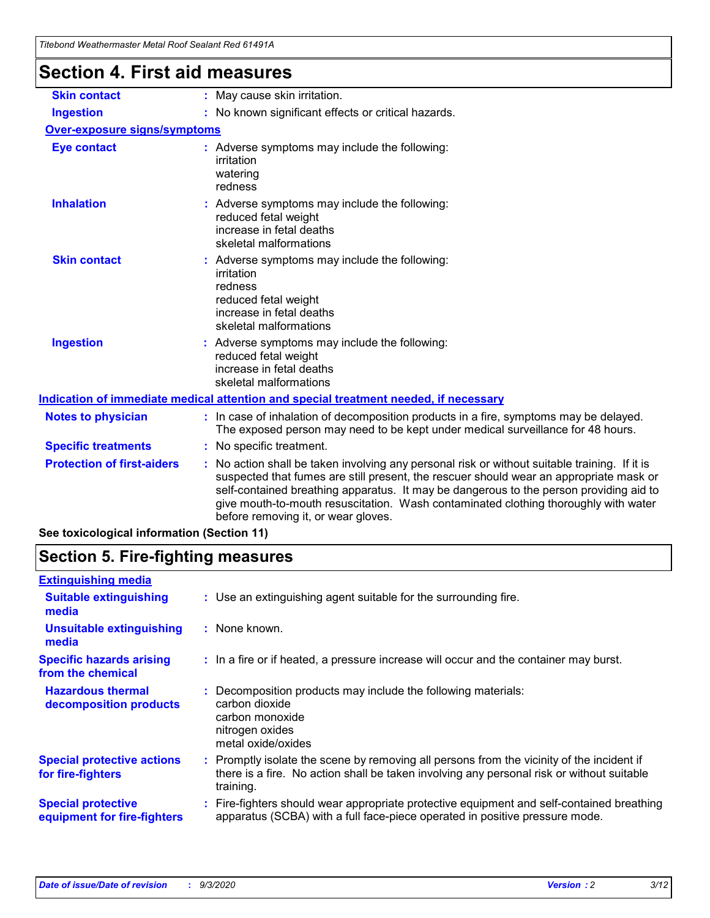# Section 4. First aid measures

**Skin contact** : May cause skin irritation.

**Ingestion** : No known significant effects or critical hazards.

**Over-exposure signs/symptoms**

**Eye contact** : Adverse symptoms may include the following:
irritation
watering
redness

**Inhalation** : Adverse symptoms may include the following:
reduced fetal weight
increase in fetal deaths
skeletal malformations

**Skin contact** : Adverse symptoms may include the following:
irritation
redness
reduced fetal weight
increase in fetal deaths
skeletal malformations

**Ingestion** : Adverse symptoms may include the following:
reduced fetal weight
increase in fetal deaths
skeletal malformations

**Indication of immediate medical attention and special treatment needed, if necessary**

**Notes to physician** : In case of inhalation of decomposition products in a fire, symptoms may be delayed. The exposed person may need to be kept under medical surveillance for 48 hours.

**Specific treatments** : No specific treatment.

**Protection of first-aiders** : No action shall be taken involving any personal risk or without suitable training. If it is suspected that fumes are still present, the rescuer should wear an appropriate mask or self-contained breathing apparatus. It may be dangerous to the person providing aid to give mouth-to-mouth resuscitation. Wash contaminated clothing thoroughly with water before removing it, or wear gloves.

**See toxicological information (Section 11)**

# Section 5. Fire-fighting measures

**Extinguishing media**

**Suitable extinguishing media** : Use an extinguishing agent suitable for the surrounding fire.

**Unsuitable extinguishing media** : None known.

**Specific hazards arising from the chemical** : In a fire or if heated, a pressure increase will occur and the container may burst.

**Hazardous thermal decomposition products** : Decomposition products may include the following materials:
carbon dioxide
carbon monoxide
nitrogen oxides
metal oxide/oxides

**Special protective actions for fire-fighters** : Promptly isolate the scene by removing all persons from the vicinity of the incident if there is a fire. No action shall be taken involving any personal risk or without suitable training.

**Special protective equipment for fire-fighters** : Fire-fighters should wear appropriate protective equipment and self-contained breathing apparatus (SCBA) with a full face-piece operated in positive pressure mode.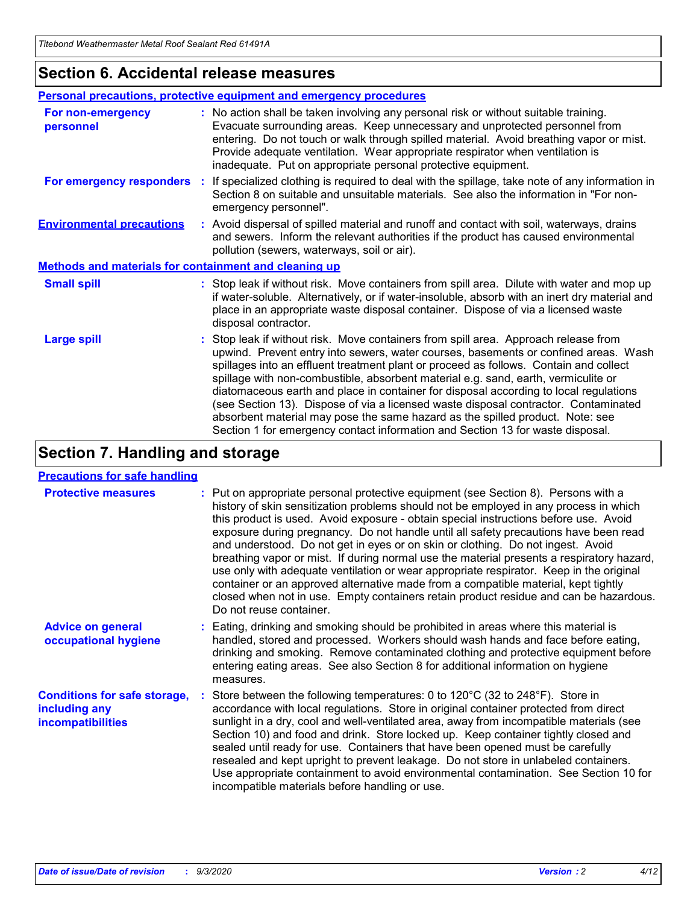## Section 6. Accidental release measures

### Personal precautions, protective equipment and emergency procedures

**For non-emergency personnel** : No action shall be taken involving any personal risk or without suitable training. Evacuate surrounding areas. Keep unnecessary and unprotected personnel from entering. Do not touch or walk through spilled material. Avoid breathing vapor or mist. Provide adequate ventilation. Wear appropriate respirator when ventilation is inadequate. Put on appropriate personal protective equipment.

**For emergency responders** : If specialized clothing is required to deal with the spillage, take note of any information in Section 8 on suitable and unsuitable materials. See also the information in "For non-emergency personnel".

**Environmental precautions** : Avoid dispersal of spilled material and runoff and contact with soil, waterways, drains and sewers. Inform the relevant authorities if the product has caused environmental pollution (sewers, waterways, soil or air).

### Methods and materials for containment and cleaning up

**Small spill** : Stop leak if without risk. Move containers from spill area. Dilute with water and mop up if water-soluble. Alternatively, or if water-insoluble, absorb with an inert dry material and place in an appropriate waste disposal container. Dispose of via a licensed waste disposal contractor.

**Large spill** : Stop leak if without risk. Move containers from spill area. Approach release from upwind. Prevent entry into sewers, water courses, basements or confined areas. Wash spillages into an effluent treatment plant or proceed as follows. Contain and collect spillage with non-combustible, absorbent material e.g. sand, earth, vermiculite or diatomaceous earth and place in container for disposal according to local regulations (see Section 13). Dispose of via a licensed waste disposal contractor. Contaminated absorbent material may pose the same hazard as the spilled product. Note: see Section 1 for emergency contact information and Section 13 for waste disposal.

## Section 7. Handling and storage

### Precautions for safe handling

**Protective measures** : Put on appropriate personal protective equipment (see Section 8). Persons with a history of skin sensitization problems should not be employed in any process in which this product is used. Avoid exposure - obtain special instructions before use. Avoid exposure during pregnancy. Do not handle until all safety precautions have been read and understood. Do not get in eyes or on skin or clothing. Do not ingest. Avoid breathing vapor or mist. If during normal use the material presents a respiratory hazard, use only with adequate ventilation or wear appropriate respirator. Keep in the original container or an approved alternative made from a compatible material, kept tightly closed when not in use. Empty containers retain product residue and can be hazardous. Do not reuse container.

**Advice on general occupational hygiene** : Eating, drinking and smoking should be prohibited in areas where this material is handled, stored and processed. Workers should wash hands and face before eating, drinking and smoking. Remove contaminated clothing and protective equipment before entering eating areas. See also Section 8 for additional information on hygiene measures.

**Conditions for safe storage, including any incompatibilities** : Store between the following temperatures: 0 to 120°C (32 to 248°F). Store in accordance with local regulations. Store in original container protected from direct sunlight in a dry, cool and well-ventilated area, away from incompatible materials (see Section 10) and food and drink. Store locked up. Keep container tightly closed and sealed until ready for use. Containers that have been opened must be carefully resealed and kept upright to prevent leakage. Do not store in unlabeled containers. Use appropriate containment to avoid environmental contamination. See Section 10 for incompatible materials before handling or use.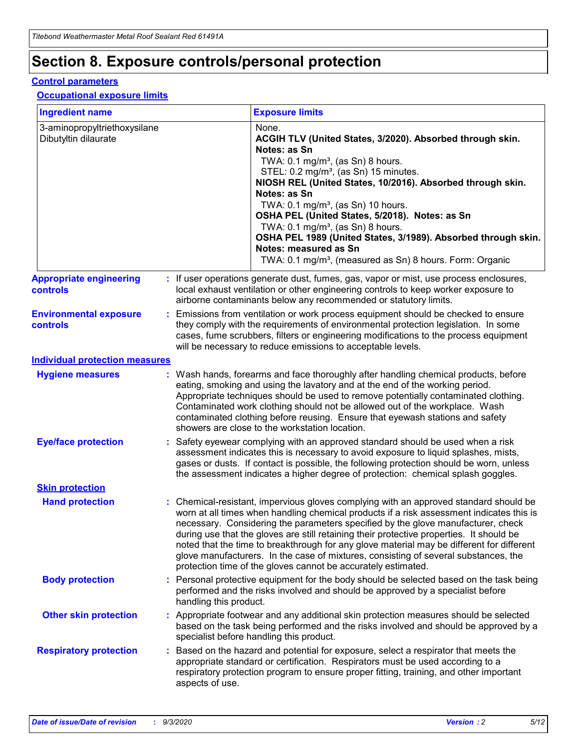# Section 8. Exposure controls/personal protection

## Control parameters

### Occupational exposure limits

| Ingredient name | Exposure limits |
| --- | --- |
| 3-aminopropyltriethoxysilane | None. |
| Dibutyltin dilaurate | **ACGIH TLV (United States, 3/2020). Absorbed through skin. Notes: as Sn**<br>TWA: 0.1 mg/m³, (as Sn) 8 hours.<br>STEL: 0.2 mg/m³, (as Sn) 15 minutes.<br>**NIOSH REL (United States, 10/2016). Absorbed through skin. Notes: as Sn**<br>TWA: 0.1 mg/m³, (as Sn) 10 hours.<br>**OSHA PEL (United States, 5/2018). Notes: as Sn**<br>TWA: 0.1 mg/m³, (as Sn) 8 hours.<br>**OSHA PEL 1989 (United States, 3/1989). Absorbed through skin. Notes: measured as Sn**<br>TWA: 0.1 mg/m³, (measured as Sn) 8 hours. Form: Organic |

**Appropriate engineering controls** : If user operations generate dust, fumes, gas, vapor or mist, use process enclosures, local exhaust ventilation or other engineering controls to keep worker exposure to airborne contaminants below any recommended or statutory limits.

**Environmental exposure controls** : Emissions from ventilation or work process equipment should be checked to ensure they comply with the requirements of environmental protection legislation. In some cases, fume scrubbers, filters or engineering modifications to the process equipment will be necessary to reduce emissions to acceptable levels.

## Individual protection measures

**Hygiene measures** : Wash hands, forearms and face thoroughly after handling chemical products, before eating, smoking and using the lavatory and at the end of the working period. Appropriate techniques should be used to remove potentially contaminated clothing. Contaminated work clothing should not be allowed out of the workplace. Wash contaminated clothing before reusing. Ensure that eyewash stations and safety showers are close to the workstation location.

**Eye/face protection** : Safety eyewear complying with an approved standard should be used when a risk assessment indicates this is necessary to avoid exposure to liquid splashes, mists, gases or dusts. If contact is possible, the following protection should be worn, unless the assessment indicates a higher degree of protection: chemical splash goggles.

### Skin protection

**Hand protection** : Chemical-resistant, impervious gloves complying with an approved standard should be worn at all times when handling chemical products if a risk assessment indicates this is necessary. Considering the parameters specified by the glove manufacturer, check during use that the gloves are still retaining their protective properties. It should be noted that the time to breakthrough for any glove material may be different for different glove manufacturers. In the case of mixtures, consisting of several substances, the protection time of the gloves cannot be accurately estimated.

**Body protection** : Personal protective equipment for the body should be selected based on the task being performed and the risks involved and should be approved by a specialist before handling this product.

**Other skin protection** : Appropriate footwear and any additional skin protection measures should be selected based on the task being performed and the risks involved and should be approved by a specialist before handling this product.

**Respiratory protection** : Based on the hazard and potential for exposure, select a respirator that meets the appropriate standard or certification. Respirators must be used according to a respiratory protection program to ensure proper fitting, training, and other important aspects of use.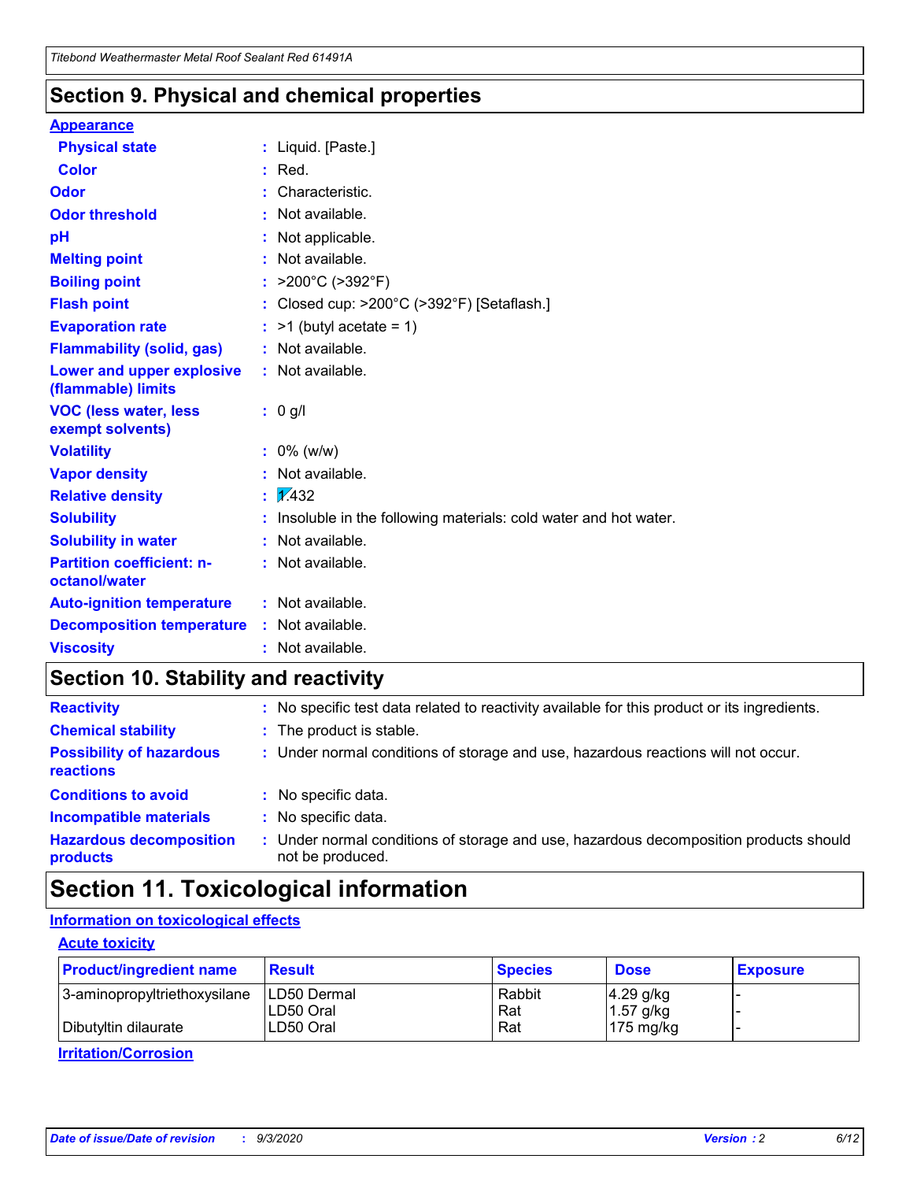## Section 9. Physical and chemical properties

**Appearance**

| | |
|---|---|
| **Physical state** | : Liquid. [Paste.] |
| **Color** | : Red. |
| **Odor** | : Characteristic. |
| **Odor threshold** | : Not available. |
| **pH** | : Not applicable. |
| **Melting point** | : Not available. |
| **Boiling point** | : >200°C (>392°F) |
| **Flash point** | : Closed cup: >200°C (>392°F) [Setaflash.] |
| **Evaporation rate** | : >1 (butyl acetate = 1) |
| **Flammability (solid, gas)** | : Not available. |
| **Lower and upper explosive (flammable) limits** | : Not available. |
| **VOC (less water, less exempt solvents)** | : 0 g/l |
| **Volatility** | : 0% (w/w) |
| **Vapor density** | : Not available. |
| **Relative density** | : 1.432 |
| **Solubility** | : Insoluble in the following materials: cold water and hot water. |
| **Solubility in water** | : Not available. |
| **Partition coefficient: n-octanol/water** | : Not available. |
| **Auto-ignition temperature** | : Not available. |
| **Decomposition temperature** | : Not available. |
| **Viscosity** | : Not available. |

## Section 10. Stability and reactivity

| | |
|---|---|
| **Reactivity** | : No specific test data related to reactivity available for this product or its ingredients. |
| **Chemical stability** | : The product is stable. |
| **Possibility of hazardous reactions** | : Under normal conditions of storage and use, hazardous reactions will not occur. |
| **Conditions to avoid** | : No specific data. |
| **Incompatible materials** | : No specific data. |
| **Hazardous decomposition products** | : Under normal conditions of storage and use, hazardous decomposition products should not be produced. |

## Section 11. Toxicological information

**Information on toxicological effects**

**Acute toxicity**

| Product/ingredient name | Result | Species | Dose | Exposure |
|---|---|---|---|---|
| 3-aminopropyltriethoxysilane | LD50 Dermal | Rabbit | 4.29 g/kg | - |
| | LD50 Oral | Rat | 1.57 g/kg | - |
| Dibutyltin dilaurate | LD50 Oral | Rat | 175 mg/kg | - |

**Irritation/Corrosion**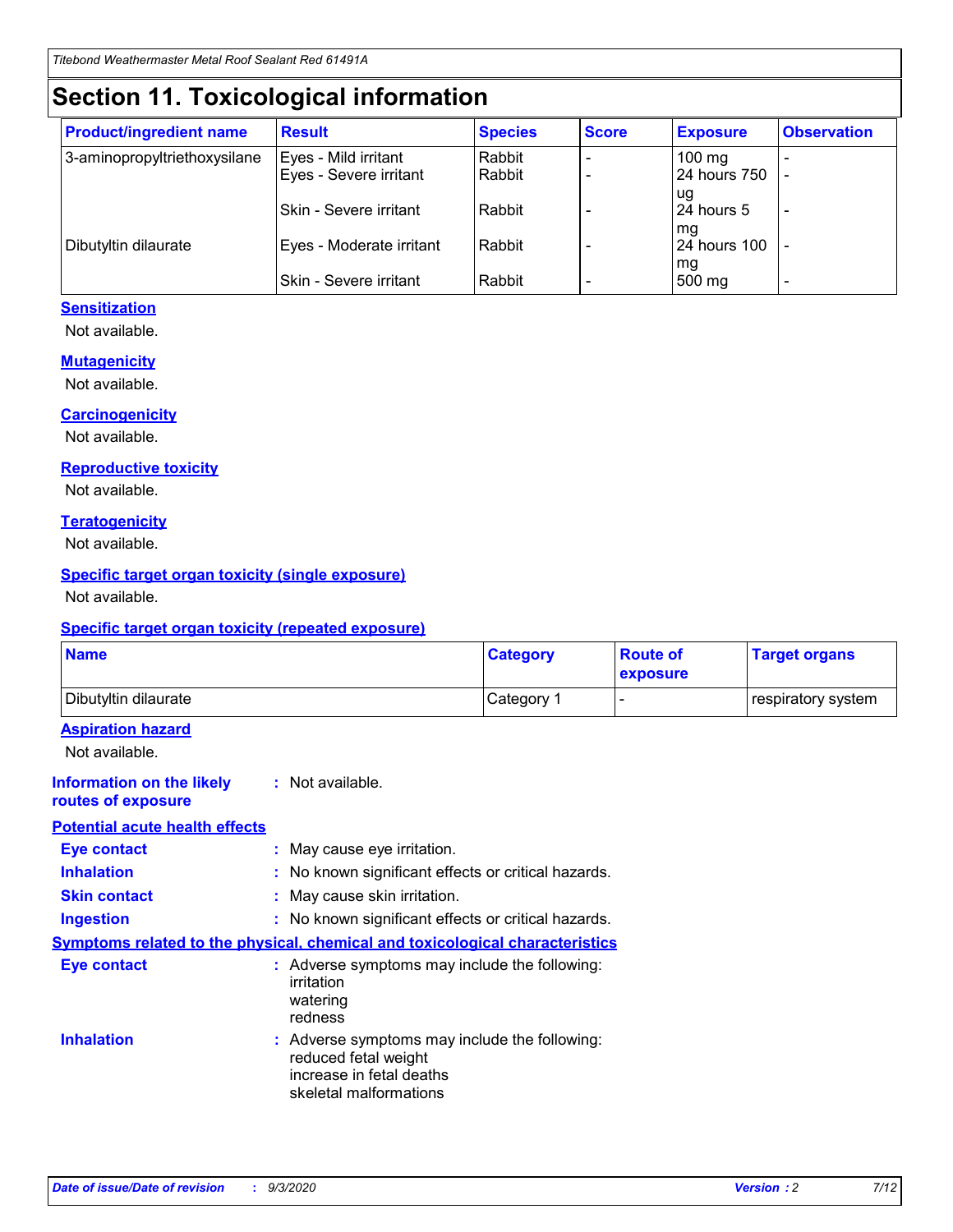# Section 11. Toxicological information

| Product/ingredient name | Result | Species | Score | Exposure | Observation |
|---|---|---|---|---|---|
| 3-aminopropyltriethoxysilane | Eyes - Mild irritant | Rabbit | - | 100 mg | - |
| | Eyes - Severe irritant | Rabbit | - | 24 hours 750 ug | - |
| | Skin - Severe irritant | Rabbit | - | 24 hours 5 mg | - |
| Dibutyltin dilaurate | Eyes - Moderate irritant | Rabbit | - | 24 hours 100 mg | - |
| | Skin - Severe irritant | Rabbit | - | 500 mg | - |

### Sensitization

Not available.

### Mutagenicity

Not available.

### Carcinogenicity

Not available.

### Reproductive toxicity

Not available.

### Teratogenicity

Not available.

### Specific target organ toxicity (single exposure)

Not available.

### Specific target organ toxicity (repeated exposure)

| Name | Category | Route of exposure | Target organs |
|---|---|---|---|
| Dibutyltin dilaurate | Category 1 | - | respiratory system |

### Aspiration hazard

Not available.

**Information on the likely routes of exposure** : Not available.

### Potential acute health effects

**Eye contact** : May cause eye irritation.

**Inhalation** : No known significant effects or critical hazards.

**Skin contact** : May cause skin irritation.

**Ingestion** : No known significant effects or critical hazards.

### Symptoms related to the physical, chemical and toxicological characteristics

**Eye contact** : Adverse symptoms may include the following:
irritation
watering
redness

**Inhalation** : Adverse symptoms may include the following:
reduced fetal weight
increase in fetal deaths
skeletal malformations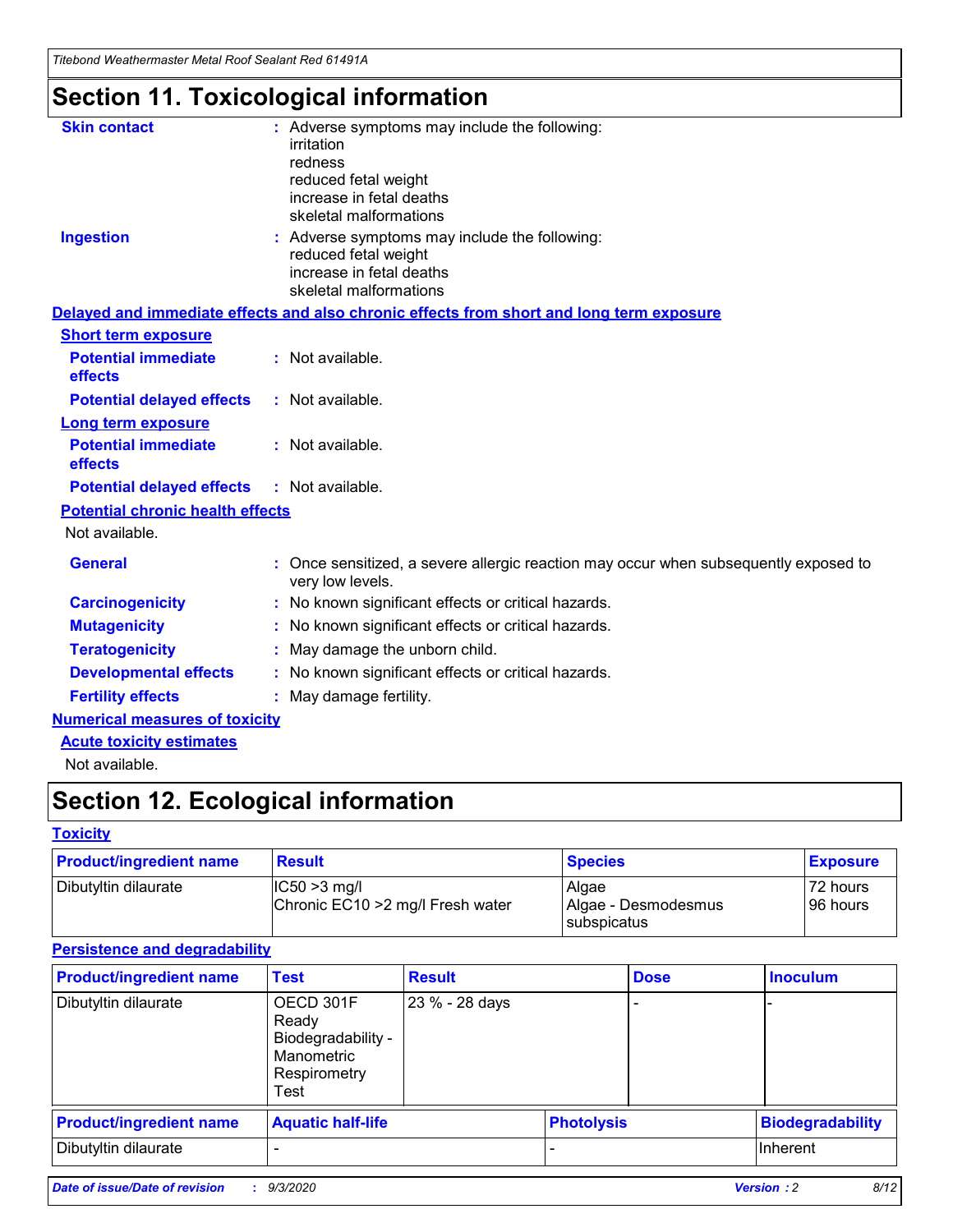# Section 11. Toxicological information

**Skin contact** : Adverse symptoms may include the following:
irritation
redness
reduced fetal weight
increase in fetal deaths
skeletal malformations

**Ingestion** : Adverse symptoms may include the following:
reduced fetal weight
increase in fetal deaths
skeletal malformations

**Delayed and immediate effects and also chronic effects from short and long term exposure**

**Short term exposure**

**Potential immediate effects** : Not available.

**Potential delayed effects** : Not available.

**Long term exposure**

**Potential immediate effects** : Not available.

**Potential delayed effects** : Not available.

**Potential chronic health effects**

Not available.

**General** : Once sensitized, a severe allergic reaction may occur when subsequently exposed to very low levels.

**Carcinogenicity** : No known significant effects or critical hazards.

**Mutagenicity** : No known significant effects or critical hazards.

**Teratogenicity** : May damage the unborn child.

**Developmental effects** : No known significant effects or critical hazards.

**Fertility effects** : May damage fertility.

**Numerical measures of toxicity**

**Acute toxicity estimates**

Not available.

# Section 12. Ecological information

**Toxicity**

| Product/ingredient name | Result | Species | Exposure |
|---|---|---|---|
| Dibutyltin dilaurate | IC50 >3 mg/l<br>Chronic EC10 >2 mg/l Fresh water | Algae<br>Algae - Desmodesmus subspicatus | 72 hours<br>96 hours |

**Persistence and degradability**

| Product/ingredient name | Test | Result | Dose | Inoculum |
|---|---|---|---|---|
| Dibutyltin dilaurate | OECD 301F Ready Biodegradability - Manometric Respirometry Test | 23 % - 28 days | - | - |

| Product/ingredient name | Aquatic half-life | Photolysis | Biodegradability |
|---|---|---|---|
| Dibutyltin dilaurate | - | - | Inherent |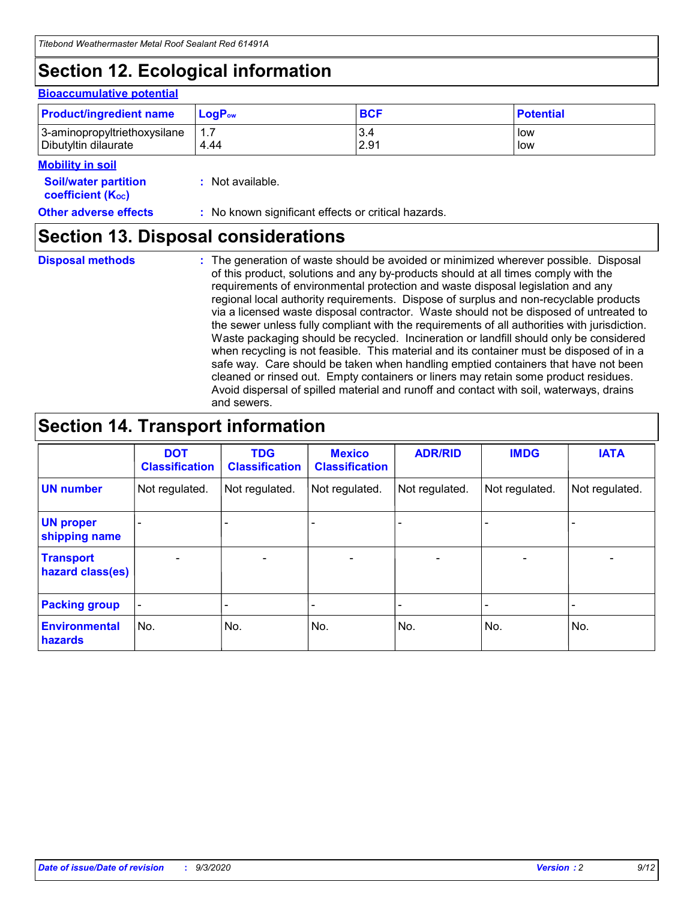# Section 12. Ecological information

### Bioaccumulative potential

| Product/ingredient name | $LogP_{ow}$ | BCF | Potential |
|---|---|---|---|
| 3-aminopropyltriethoxysilane | 1.7 | 3.4 | low |
| Dibutyltin dilaurate | 4.44 | 2.91 | low |

### Mobility in soil

**Soil/water partition coefficient ($K_{OC}$)** : Not available.

**Other adverse effects** : No known significant effects or critical hazards.

# Section 13. Disposal considerations

**Disposal methods** : The generation of waste should be avoided or minimized wherever possible. Disposal of this product, solutions and any by-products should at all times comply with the requirements of environmental protection and waste disposal legislation and any regional local authority requirements. Dispose of surplus and non-recyclable products via a licensed waste disposal contractor. Waste should not be disposed of untreated to the sewer unless fully compliant with the requirements of all authorities with jurisdiction. Waste packaging should be recycled. Incineration or landfill should only be considered when recycling is not feasible. This material and its container must be disposed of in a safe way. Care should be taken when handling emptied containers that have not been cleaned or rinsed out. Empty containers or liners may retain some product residues. Avoid dispersal of spilled material and runoff and contact with soil, waterways, drains and sewers.

# Section 14. Transport information

| | DOT Classification | TDG Classification | Mexico Classification | ADR/RID | IMDG | IATA |
|---|---|---|---|---|---|---|
| UN number | Not regulated. | Not regulated. | Not regulated. | Not regulated. | Not regulated. | Not regulated. |
| UN proper shipping name | - | - | - | - | - | - |
| Transport hazard class(es) | - | - | - | - | - | - |
| Packing group | - | - | - | - | - | - |
| Environmental hazards | No. | No. | No. | No. | No. | No. |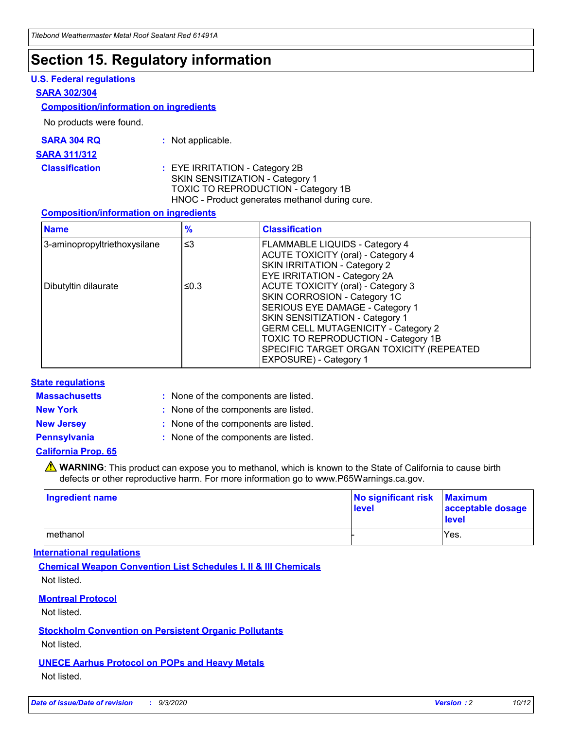# Section 15. Regulatory information

### U.S. Federal regulations

**SARA 302/304**

**Composition/information on ingredients**

No products were found.

**SARA 304 RQ** : Not applicable.

**SARA 311/312**

**Classification** : EYE IRRITATION - Category 2B
SKIN SENSITIZATION - Category 1
TOXIC TO REPRODUCTION - Category 1B
HNOC - Product generates methanol during cure.

**Composition/information on ingredients**

| Name | % | Classification |
|---|---|---|
| 3-aminopropyltriethoxysilane | ≤3 | FLAMMABLE LIQUIDS - Category 4<br>ACUTE TOXICITY (oral) - Category 4<br>SKIN IRRITATION - Category 2<br>EYE IRRITATION - Category 2A |
| Dibutyltin dilaurate | ≤0.3 | ACUTE TOXICITY (oral) - Category 3<br>SKIN CORROSION - Category 1C<br>SERIOUS EYE DAMAGE - Category 1<br>SKIN SENSITIZATION - Category 1<br>GERM CELL MUTAGENICITY - Category 2<br>TOXIC TO REPRODUCTION - Category 1B<br>SPECIFIC TARGET ORGAN TOXICITY (REPEATED EXPOSURE) - Category 1 |

### State regulations

**Massachusetts** : None of the components are listed.

**New York** : None of the components are listed.

**New Jersey** : None of the components are listed.

**Pennsylvania** : None of the components are listed.

**California Prop. 65**

⚠ **WARNING**: This product can expose you to methanol, which is known to the State of California to cause birth defects or other reproductive harm. For more information go to www.P65Warnings.ca.gov.

| Ingredient name | No significant risk level | Maximum acceptable dosage level |
|---|---|---|
| methanol | - | Yes. |

### International regulations

**Chemical Weapon Convention List Schedules I, II & III Chemicals**

Not listed.

**Montreal Protocol**

Not listed.

**Stockholm Convention on Persistent Organic Pollutants**

Not listed.

**UNECE Aarhus Protocol on POPs and Heavy Metals**

Not listed.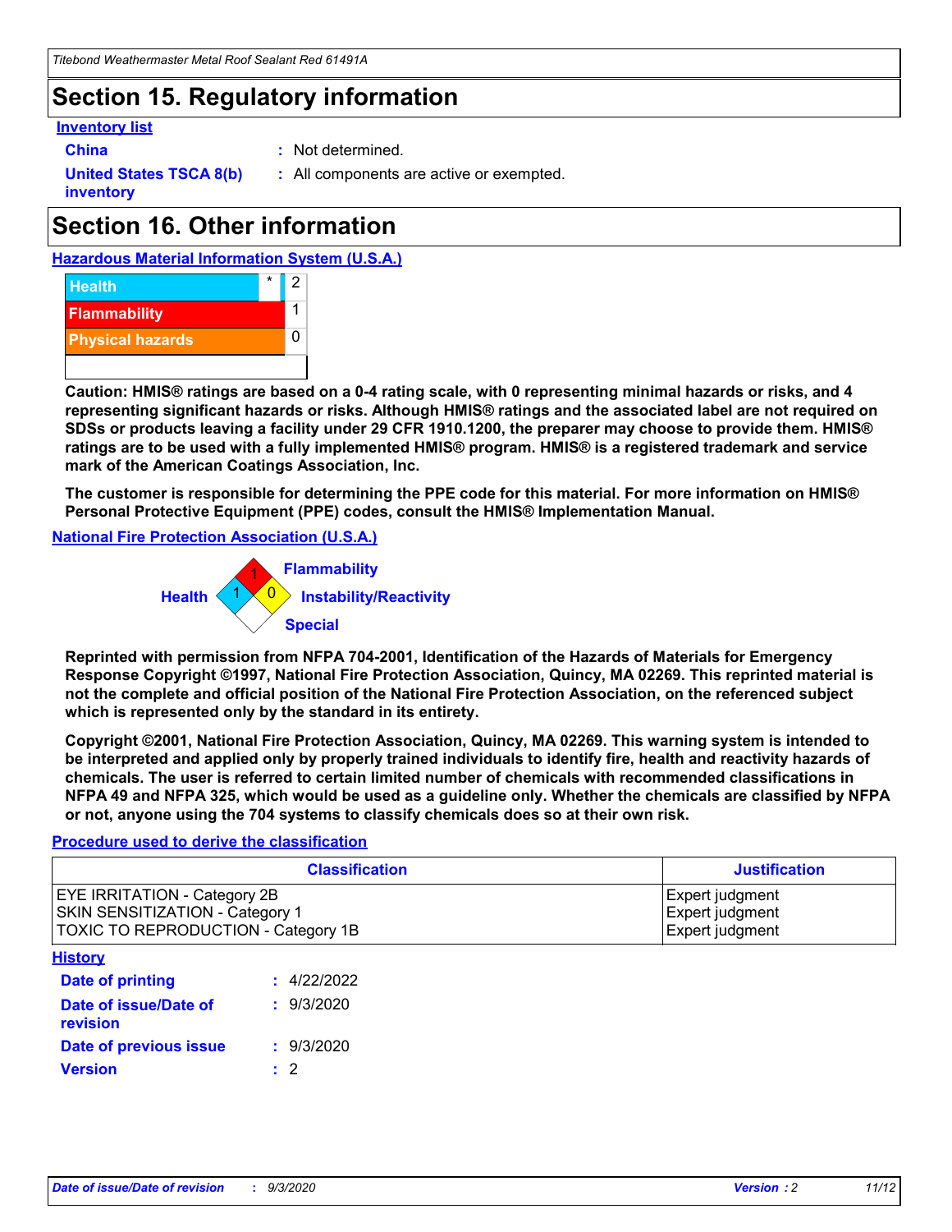## Section 15. Regulatory information

**Inventory list**

**China** : Not determined.

**United States TSCA 8(b) inventory** : All components are active or exempted.

## Section 16. Other information

**Hazardous Material Information System (U.S.A.)**

| | | |
|---|---|---|
| Health | * | 2 |
| Flammability | | 1 |
| Physical hazards | | 0 |
| | | |

**Caution: HMIS® ratings are based on a 0-4 rating scale, with 0 representing minimal hazards or risks, and 4 representing significant hazards or risks. Although HMIS® ratings and the associated label are not required on SDSs or products leaving a facility under 29 CFR 1910.1200, the preparer may choose to provide them. HMIS® ratings are to be used with a fully implemented HMIS® program. HMIS® is a registered trademark and service mark of the American Coatings Association, Inc.**

**The customer is responsible for determining the PPE code for this material. For more information on HMIS® Personal Protective Equipment (PPE) codes, consult the HMIS® Implementation Manual.**

**National Fire Protection Association (U.S.A.)**

Flammability: 1
Health: 1
Instability/Reactivity: 0
Special:

**Reprinted with permission from NFPA 704-2001, Identification of the Hazards of Materials for Emergency Response Copyright ©1997, National Fire Protection Association, Quincy, MA 02269. This reprinted material is not the complete and official position of the National Fire Protection Association, on the referenced subject which is represented only by the standard in its entirety.**

**Copyright ©2001, National Fire Protection Association, Quincy, MA 02269. This warning system is intended to be interpreted and applied only by properly trained individuals to identify fire, health and reactivity hazards of chemicals. The user is referred to certain limited number of chemicals with recommended classifications in NFPA 49 and NFPA 325, which would be used as a guideline only. Whether the chemicals are classified by NFPA or not, anyone using the 704 systems to classify chemicals does so at their own risk.**

**Procedure used to derive the classification**

| Classification | Justification |
|---|---|
| EYE IRRITATION - Category 2B | Expert judgment |
| SKIN SENSITIZATION - Category 1 | Expert judgment |
| TOXIC TO REPRODUCTION - Category 1B | Expert judgment |

**History**

**Date of printing** : 4/22/2022

**Date of issue/Date of revision** : 9/3/2020

**Date of previous issue** : 9/3/2020

**Version** : 2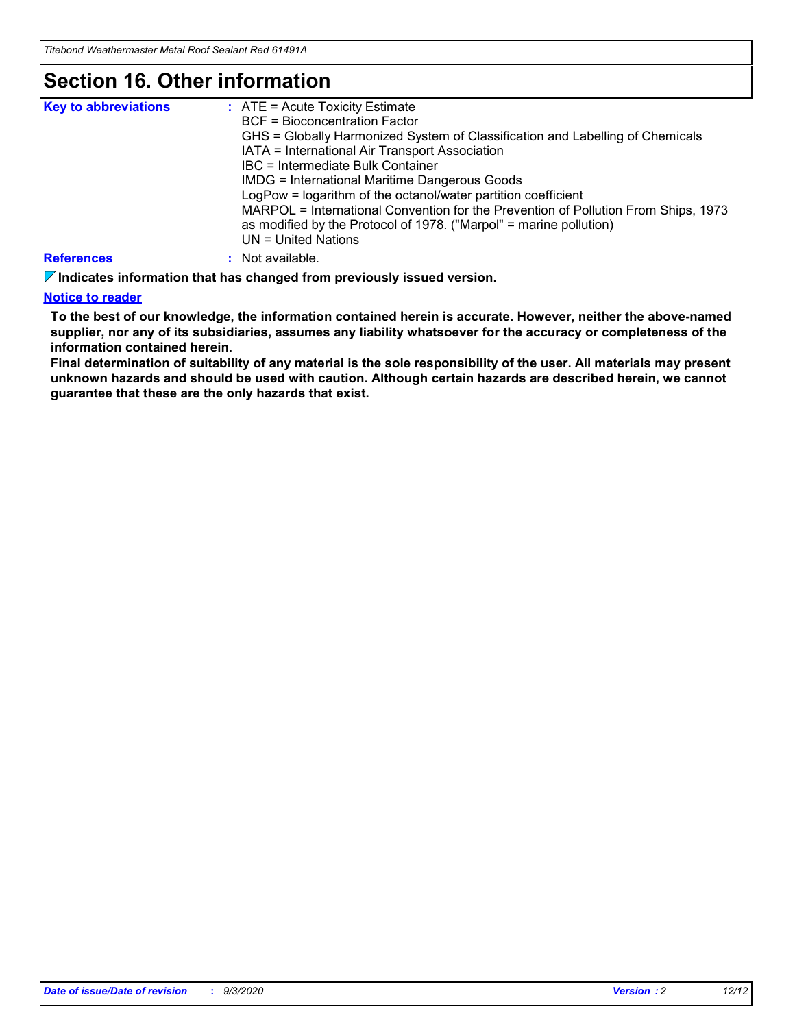# Section 16. Other information

**Key to abbreviations** : ATE = Acute Toxicity Estimate
BCF = Bioconcentration Factor
GHS = Globally Harmonized System of Classification and Labelling of Chemicals
IATA = International Air Transport Association
IBC = Intermediate Bulk Container
IMDG = International Maritime Dangerous Goods
LogPow = logarithm of the octanol/water partition coefficient
MARPOL = International Convention for the Prevention of Pollution From Ships, 1973 as modified by the Protocol of 1978. ("Marpol" = marine pollution)
UN = United Nations

**References** : Not available.

**Indicates information that has changed from previously issued version.**

**Notice to reader**

**To the best of our knowledge, the information contained herein is accurate. However, neither the above-named supplier, nor any of its subsidiaries, assumes any liability whatsoever for the accuracy or completeness of the information contained herein.**

**Final determination of suitability of any material is the sole responsibility of the user. All materials may present unknown hazards and should be used with caution. Although certain hazards are described herein, we cannot guarantee that these are the only hazards that exist.**